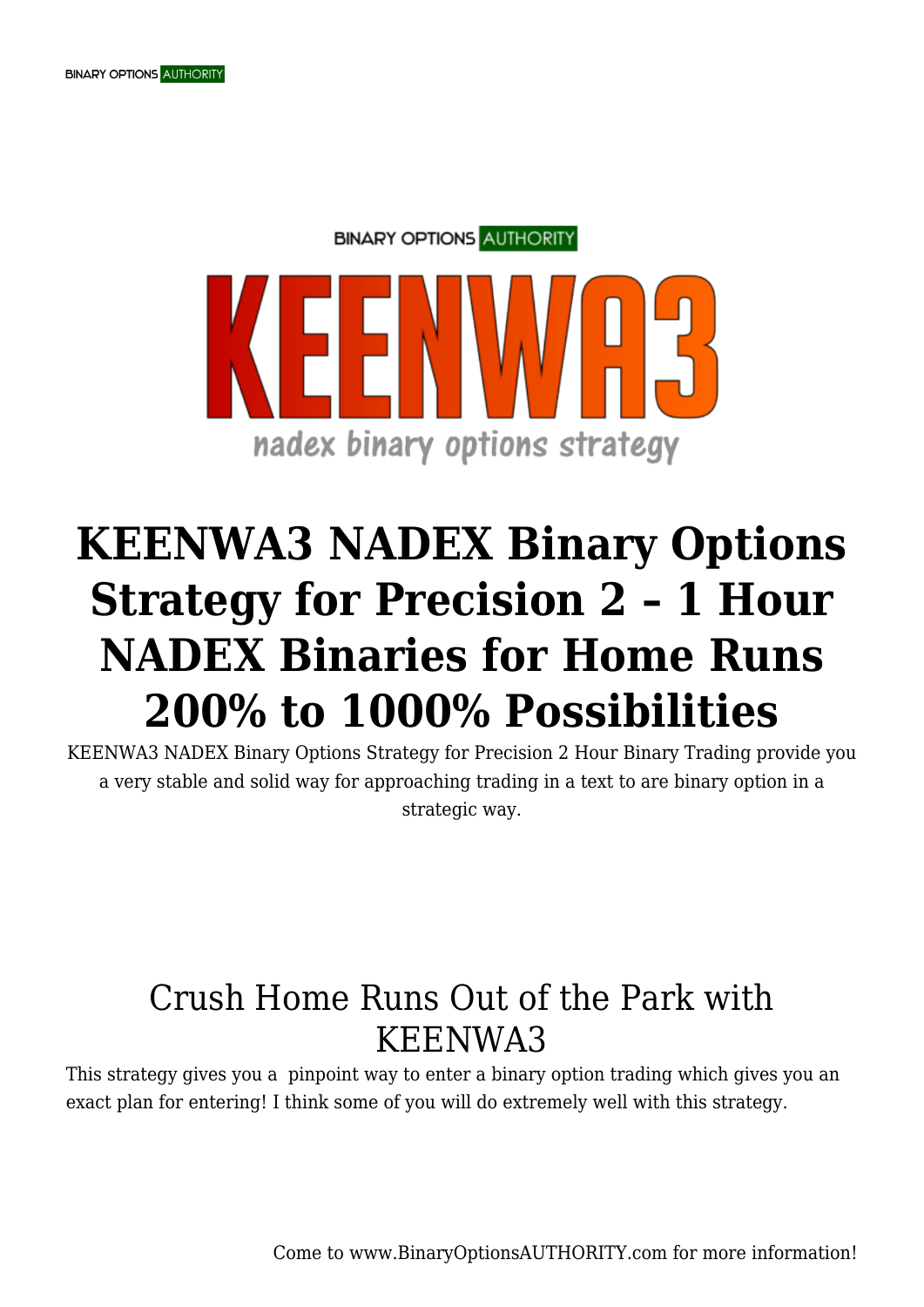BINARY OPTIONS AUTHORITY

KEENWA3

nadex binary options strategy

# KEENWA3 NADEX Binary Options Strategy for Precision 2 – 1 Hour NADEX Binaries for Home Runs 200% to 1000% Possibilities

KEENWA3 NADEX Binary Options Strategy for Precision 2 Hour Binary Trading provide you a very stable and solid way for approaching trading in a text to are binary option in a strategic way.

## Crush Home Runs Out of the Park with KEENWA3

This strategy gives you a pinpoint way to enter a binary option trading which gives you an exact plan for entering! I think some of you will do extremely well with this strategy.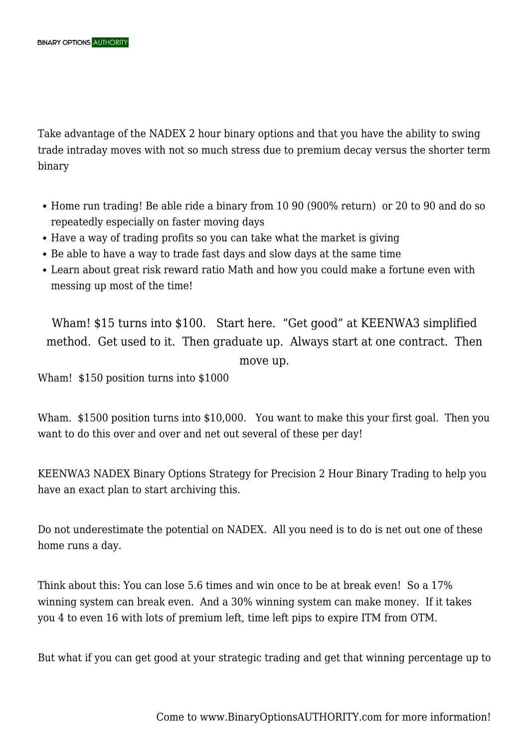Take advantage of the NADEX 2 hour binary options and that you have the ability to swing trade intraday moves with not so much stress due to premium decay versus the shorter term binary

- Home run trading! Be able ride a binary from 10 90 (900% return) or 20 to 90 and do so repeatedly especially on faster moving days
- Have a way of trading profits so you can take what the market is giving
- Be able to have a way to trade fast days and slow days at the same time
- Learn about great risk reward ratio Math and how you could make a fortune even with messing up most of the time!

Wham! $15 turns into $100. Start here. "Get good" at KEENWA3 simplified method. Get used to it. Then graduate up. Always start at one contract. Then move up.

Wham! $150 position turns into $1000

Wham. $1500 position turns into $10,000. You want to make this your first goal. Then you want to do this over and over and net out several of these per day!

KEENWA3 NADEX Binary Options Strategy for Precision 2 Hour Binary Trading to help you have an exact plan to start archiving this.

Do not underestimate the potential on NADEX. All you need is to do is net out one of these home runs a day.

Think about this: You can lose 5.6 times and win once to be at break even! So a 17% winning system can break even. And a 30% winning system can make money. If it takes you 4 to even 16 with lots of premium left, time left pips to expire ITM from OTM.

But what if you can get good at your strategic trading and get that winning percentage up to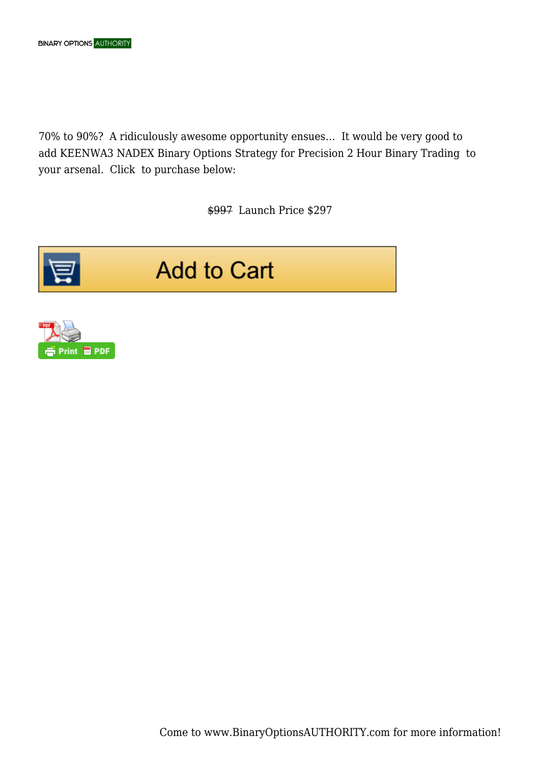70% to 90%? A ridiculously awesome opportunity ensues… It would be very good to add KEENWA3 NADEX Binary Options Strategy for Precision 2 Hour Binary Trading to your arsenal. Click to purchase below:

~~$997~~ Launch Price $297

Add to Cart

Print PDF